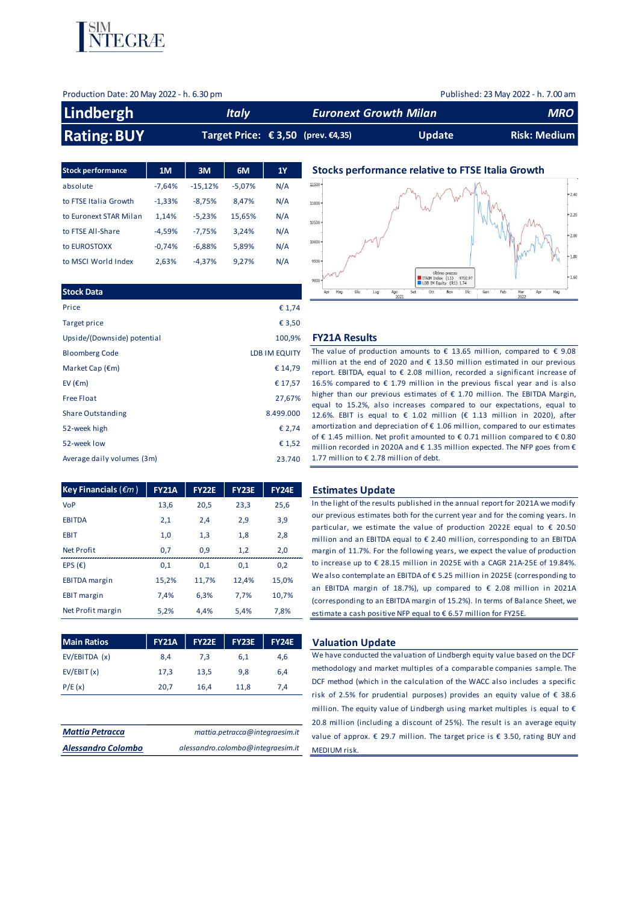Production Date: 20 May 2022 - h. 6.30 pm

Published: 23 May 2022 - h. 7.00 am

# Lindbergh

| Lindbergh | Italy | Euronext Growth Milan | MRO |
|---|---|---|---|
| **Rating: BUY** | **Target Price: € 3,50 (prev. €4,35)** | **Update** | **Risk: Medium** |

| Stock performance | 1M | 3M | 6M | 1Y |
|---|---|---|---|---|
| absolute | -7,64% | -15,12% | -5,07% | N/A |
| to FTSE Italia Growth | -1,33% | -8,75% | 8,47% | N/A |
| to Euronext STAR Milan | 1,14% | -5,23% | 15,65% | N/A |
| to FTSE All-Share | -4,59% | -7,75% | 3,24% | N/A |
| to EUROSTOXX | -0,74% | -6,88% | 5,89% | N/A |
| to MSCI World Index | 2,63% | -4,37% | 9,27% | N/A |

## Stocks performance relative to FTSE Italia Growth

| Stock Data | |
|---|---|
| Price | € 1,74 |
| Target price | € 3,50 |
| Upside/(Downside) potential | 100,9% |
| Bloomberg Code | LDB IM EQUITY |
| Market Cap (€m) | € 14,79 |
| EV (€m) | € 17,57 |
| Free Float | 27,67% |
| Share Outstanding | 8.499.000 |
| 52-week high | € 2,74 |
| 52-week low | € 1,52 |
| Average daily volumes (3m) | 23.740 |

## FY21A Results

The value of production amounts to € 13.65 million, compared to € 9.08 million at the end of 2020 and € 13.50 million estimated in our previous report. EBITDA, equal to € 2.08 million, recorded a significant increase of 16.5% compared to € 1.79 million in the previous fiscal year and is also higher than our previous estimates of € 1.70 million. The EBITDA Margin, equal to 15.2%, also increases compared to our expectations, equal to 12.6%. EBIT is equal to € 1.02 million (€ 1.13 million in 2020), after amortization and depreciation of € 1.06 million, compared to our estimates of € 1.45 million. Net profit amounted to € 0.71 million compared to € 0.80 million recorded in 2020A and € 1.35 million expected. The NFP goes from € 1.77 million to € 2.78 million of debt.

| Key Financials (€m) | FY21A | FY22E | FY23E | FY24E |
|---|---|---|---|---|
| VoP | 13,6 | 20,5 | 23,3 | 25,6 |
| EBITDA | 2,1 | 2,4 | 2,9 | 3,9 |
| EBIT | 1,0 | 1,3 | 1,8 | 2,8 |
| Net Profit | 0,7 | 0,9 | 1,2 | 2,0 |
| EPS (€) | 0,1 | 0,1 | 0,1 | 0,2 |
| EBITDA margin | 15,2% | 11,7% | 12,4% | 15,0% |
| EBIT margin | 7,4% | 6,3% | 7,7% | 10,7% |
| Net Profit margin | 5,2% | 4,4% | 5,4% | 7,8% |

## Estimates Update

In the light of the results published in the annual report for 2021A we modify our previous estimates both for the current year and for the coming years. In particular, we estimate the value of production 2022E equal to € 20.50 million and an EBITDA equal to € 2.40 million, corresponding to an EBITDA margin of 11.7%. For the following years, we expect the value of production to increase up to € 28.15 million in 2025E with a CAGR 21A-25E of 19.84%. We also contemplate an EBITDA of € 5.25 million in 2025E (corresponding to an EBITDA margin of 18.7%), up compared to € 2.08 million in 2021A (corresponding to an EBITDA margin of 15.2%). In terms of Balance Sheet, we estimate a cash positive NFP equal to € 6.57 million for FY25E.

| Main Ratios | FY21A | FY22E | FY23E | FY24E |
|---|---|---|---|---|
| EV/EBITDA (x) | 8,4 | 7,3 | 6,1 | 4,6 |
| EV/EBIT (x) | 17,3 | 13,5 | 9,8 | 6,4 |
| P/E (x) | 20,7 | 16,4 | 11,8 | 7,4 |

## Valuation Update

We have conducted the valuation of Lindbergh equity value based on the DCF methodology and market multiples of a comparable companies sample. The DCF method (which in the calculation of the WACC also includes a specific risk of 2.5% for prudential purposes) provides an equity value of € 38.6 million. The equity value of Lindbergh using market multiples is equal to € 20.8 million (including a discount of 25%). The result is an average equity value of approx. € 29.7 million. The target price is € 3.50, rating BUY and MEDIUM risk.

| | |
|---|---|
| ***Mattia Petracca*** | *mattia.petracca@integraesim.it* |
| ***Alessandro Colombo*** | *alessandro.colombo@integraesim.it* |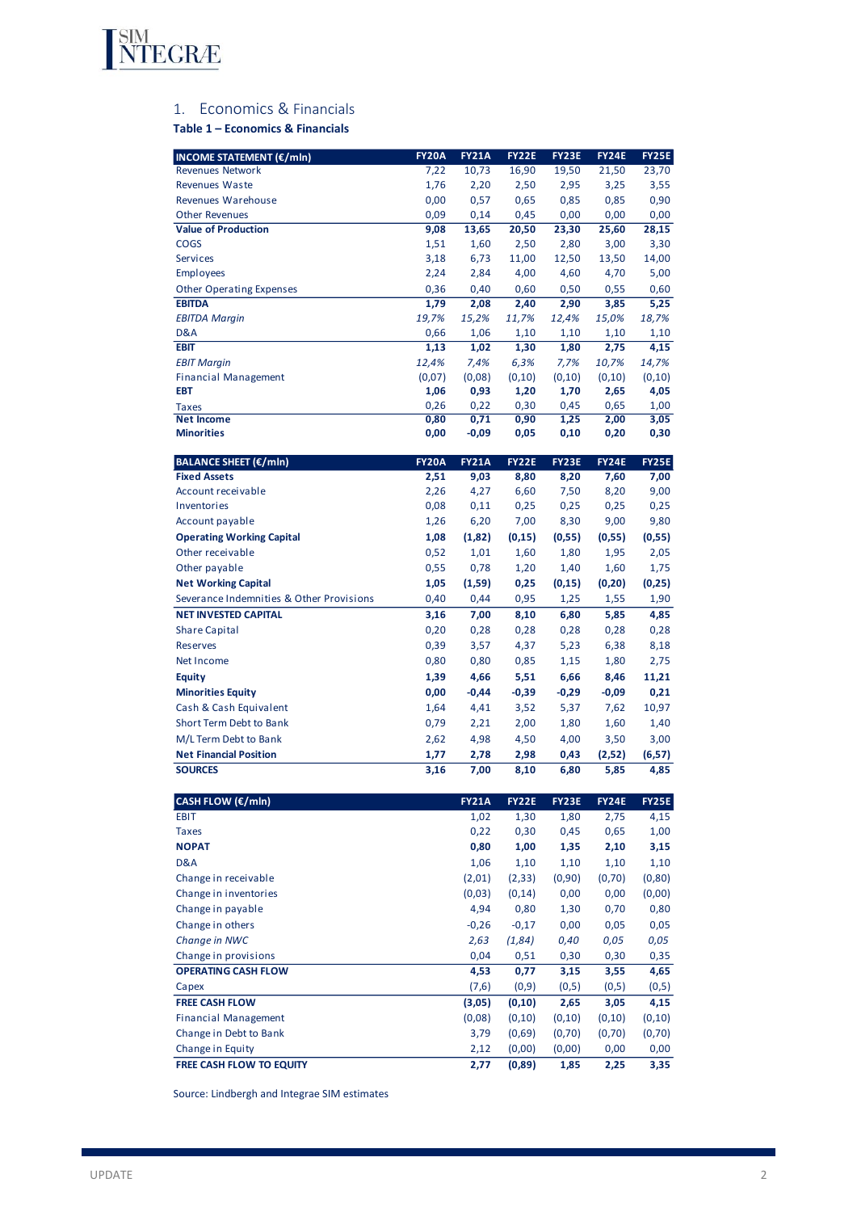## 1. Economics & Financials

**Table 1 – Economics & Financials**

| INCOME STATEMENT (€/mln) | FY20A | FY21A | FY22E | FY23E | FY24E | FY25E |
|---|---|---|---|---|---|---|
| Revenues Network | 7,22 | 10,73 | 16,90 | 19,50 | 21,50 | 23,70 |
| Revenues Waste | 1,76 | 2,20 | 2,50 | 2,95 | 3,25 | 3,55 |
| Revenues Warehouse | 0,00 | 0,57 | 0,65 | 0,85 | 0,85 | 0,90 |
| Other Revenues | 0,09 | 0,14 | 0,45 | 0,00 | 0,00 | 0,00 |
| **Value of Production** | **9,08** | **13,65** | **20,50** | **23,30** | **25,60** | **28,15** |
| COGS | 1,51 | 1,60 | 2,50 | 2,80 | 3,00 | 3,30 |
| Services | 3,18 | 6,73 | 11,00 | 12,50 | 13,50 | 14,00 |
| Employees | 2,24 | 2,84 | 4,00 | 4,60 | 4,70 | 5,00 |
| Other Operating Expenses | 0,36 | 0,40 | 0,60 | 0,50 | 0,55 | 0,60 |
| **EBITDA** | **1,79** | **2,08** | **2,40** | **2,90** | **3,85** | **5,25** |
| *EBITDA Margin* | *19,7%* | *15,2%* | *11,7%* | *12,4%* | *15,0%* | *18,7%* |
| D&A | 0,66 | 1,06 | 1,10 | 1,10 | 1,10 | 1,10 |
| **EBIT** | **1,13** | **1,02** | **1,30** | **1,80** | **2,75** | **4,15** |
| *EBIT Margin* | *12,4%* | *7,4%* | *6,3%* | *7,7%* | *10,7%* | *14,7%* |
| Financial Management | (0,07) | (0,08) | (0,10) | (0,10) | (0,10) | (0,10) |
| **EBT** | **1,06** | **0,93** | **1,20** | **1,70** | **2,65** | **4,05** |
| Taxes | 0,26 | 0,22 | 0,30 | 0,45 | 0,65 | 1,00 |
| **Net Income** | **0,80** | **0,71** | **0,90** | **1,25** | **2,00** | **3,05** |
| **Minorities** | **0,00** | **-0,09** | **0,05** | **0,10** | **0,20** | **0,30** |

| BALANCE SHEET (€/mln) | FY20A | FY21A | FY22E | FY23E | FY24E | FY25E |
|---|---|---|---|---|---|---|
| **Fixed Assets** | **2,51** | **9,03** | **8,80** | **8,20** | **7,60** | **7,00** |
| Account receivable | 2,26 | 4,27 | 6,60 | 7,50 | 8,20 | 9,00 |
| Inventories | 0,08 | 0,11 | 0,25 | 0,25 | 0,25 | 0,25 |
| Account payable | 1,26 | 6,20 | 7,00 | 8,30 | 9,00 | 9,80 |
| **Operating Working Capital** | **1,08** | **(1,82)** | **(0,15)** | **(0,55)** | **(0,55)** | **(0,55)** |
| Other receivable | 0,52 | 1,01 | 1,60 | 1,80 | 1,95 | 2,05 |
| Other payable | 0,55 | 0,78 | 1,20 | 1,40 | 1,60 | 1,75 |
| **Net Working Capital** | **1,05** | **(1,59)** | **0,25** | **(0,15)** | **(0,20)** | **(0,25)** |
| Severance Indemnities & Other Provisions | 0,40 | 0,44 | 0,95 | 1,25 | 1,55 | 1,90 |
| **NET INVESTED CAPITAL** | **3,16** | **7,00** | **8,10** | **6,80** | **5,85** | **4,85** |
| Share Capital | 0,20 | 0,28 | 0,28 | 0,28 | 0,28 | 0,28 |
| Reserves | 0,39 | 3,57 | 4,37 | 5,23 | 6,38 | 8,18 |
| Net Income | 0,80 | 0,80 | 0,85 | 1,15 | 1,80 | 2,75 |
| **Equity** | **1,39** | **4,66** | **5,51** | **6,66** | **8,46** | **11,21** |
| **Minorities Equity** | **0,00** | **-0,44** | **-0,39** | **-0,29** | **-0,09** | **0,21** |
| Cash & Cash Equivalent | 1,64 | 4,41 | 3,52 | 5,37 | 7,62 | 10,97 |
| Short Term Debt to Bank | 0,79 | 2,21 | 2,00 | 1,80 | 1,60 | 1,40 |
| M/L Term Debt to Bank | 2,62 | 4,98 | 4,50 | 4,00 | 3,50 | 3,00 |
| **Net Financial Position** | **1,77** | **2,78** | **2,98** | **0,43** | **(2,52)** | **(6,57)** |
| **SOURCES** | **3,16** | **7,00** | **8,10** | **6,80** | **5,85** | **4,85** |

| CASH FLOW (€/mln) | FY21A | FY22E | FY23E | FY24E | FY25E |
|---|---|---|---|---|---|
| EBIT | 1,02 | 1,30 | 1,80 | 2,75 | 4,15 |
| Taxes | 0,22 | 0,30 | 0,45 | 0,65 | 1,00 |
| **NOPAT** | **0,80** | **1,00** | **1,35** | **2,10** | **3,15** |
| D&A | 1,06 | 1,10 | 1,10 | 1,10 | 1,10 |
| Change in receivable | (2,01) | (2,33) | (0,90) | (0,70) | (0,80) |
| Change in inventories | (0,03) | (0,14) | 0,00 | 0,00 | (0,00) |
| Change in payable | 4,94 | 0,80 | 1,30 | 0,70 | 0,80 |
| Change in others | -0,26 | -0,17 | 0,00 | 0,05 | 0,05 |
| *Change in NWC* | *2,63* | *(1,84)* | *0,40* | *0,05* | *0,05* |
| Change in provisions | 0,04 | 0,51 | 0,30 | 0,30 | 0,35 |
| **OPERATING CASH FLOW** | **4,53** | **0,77** | **3,15** | **3,55** | **4,65** |
| Capex | (7,6) | (0,9) | (0,5) | (0,5) | (0,5) |
| **FREE CASH FLOW** | **(3,05)** | **(0,10)** | **2,65** | **3,05** | **4,15** |
| Financial Management | (0,08) | (0,10) | (0,10) | (0,10) | (0,10) |
| Change in Debt to Bank | 3,79 | (0,69) | (0,70) | (0,70) | (0,70) |
| Change in Equity | 2,12 | (0,00) | (0,00) | 0,00 | 0,00 |
| **FREE CASH FLOW TO EQUITY** | **2,77** | **(0,89)** | **1,85** | **2,25** | **3,35** |

Source: Lindbergh and Integrae SIM estimates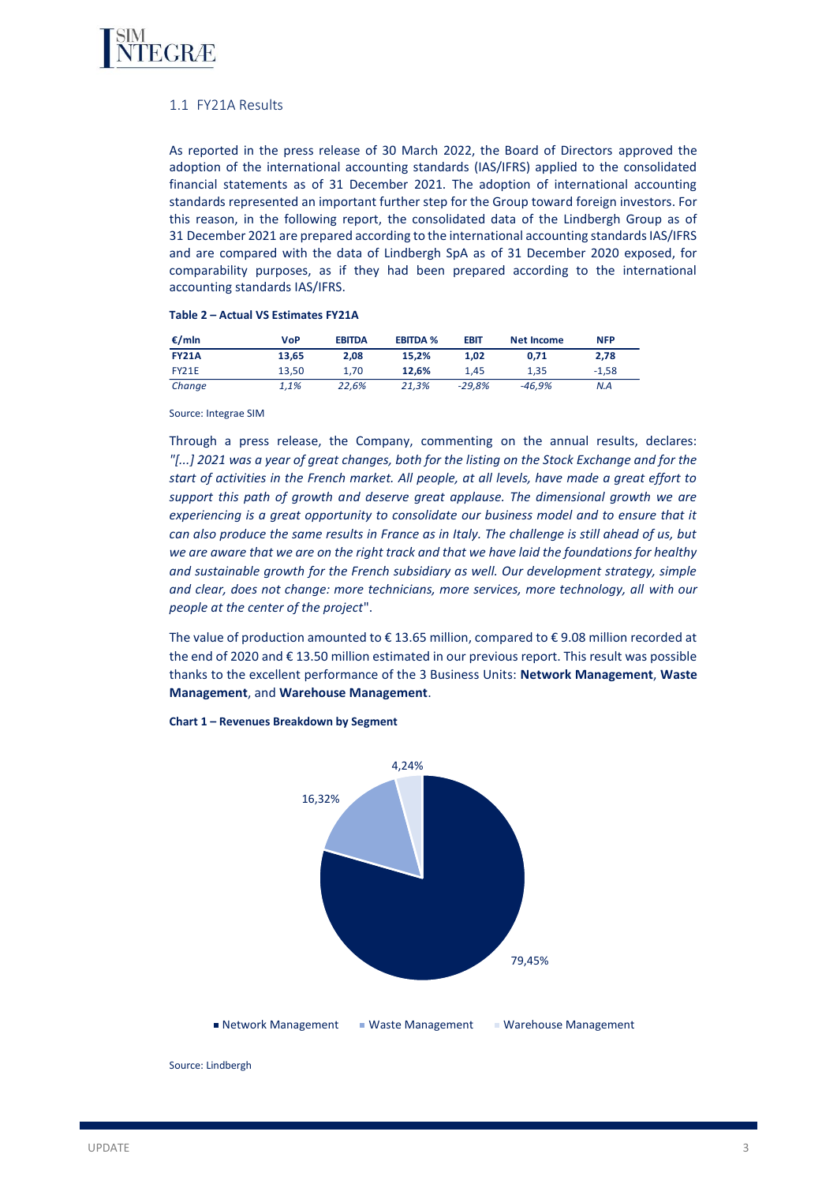## 1.1 FY21A Results

As reported in the press release of 30 March 2022, the Board of Directors approved the adoption of the international accounting standards (IAS/IFRS) applied to the consolidated financial statements as of 31 December 2021. The adoption of international accounting standards represented an important further step for the Group toward foreign investors. For this reason, in the following report, the consolidated data of the Lindbergh Group as of 31 December 2021 are prepared according to the international accounting standards IAS/IFRS and are compared with the data of Lindbergh SpA as of 31 December 2020 exposed, for comparability purposes, as if they had been prepared according to the international accounting standards IAS/IFRS.

**Table 2 – Actual VS Estimates FY21A**

| €/mln | VoP | EBITDA | EBITDA % | EBIT | Net Income | NFP |
|---|---|---|---|---|---|---|
| **FY21A** | **13,65** | **2,08** | **15,2%** | **1,02** | **0,71** | **2,78** |
| FY21E | 13,50 | 1,70 | **12,6%** | 1,45 | 1,35 | -1,58 |
| *Change* | *1,1%* | *22,6%* | *21,3%* | *-29,8%* | *-46,9%* | *N.A* |

Source: Integrae SIM

Through a press release, the Company, commenting on the annual results, declares: *"[...] 2021 was a year of great changes, both for the listing on the Stock Exchange and for the start of activities in the French market. All people, at all levels, have made a great effort to support this path of growth and deserve great applause. The dimensional growth we are experiencing is a great opportunity to consolidate our business model and to ensure that it can also produce the same results in France as in Italy. The challenge is still ahead of us, but we are aware that we are on the right track and that we have laid the foundations for healthy and sustainable growth for the French subsidiary as well. Our development strategy, simple and clear, does not change: more technicians, more services, more technology, all with our people at the center of the project*".

The value of production amounted to € 13.65 million, compared to € 9.08 million recorded at the end of 2020 and € 13.50 million estimated in our previous report. This result was possible thanks to the excellent performance of the 3 Business Units: **Network Management**, **Waste Management**, and **Warehouse Management**.

**Chart 1 – Revenues Breakdown by Segment**

| Segment | Share |
|---|---|
| Network Management | 79,45% |
| Waste Management | 16,32% |
| Warehouse Management | 4,24% |

Source: Lindbergh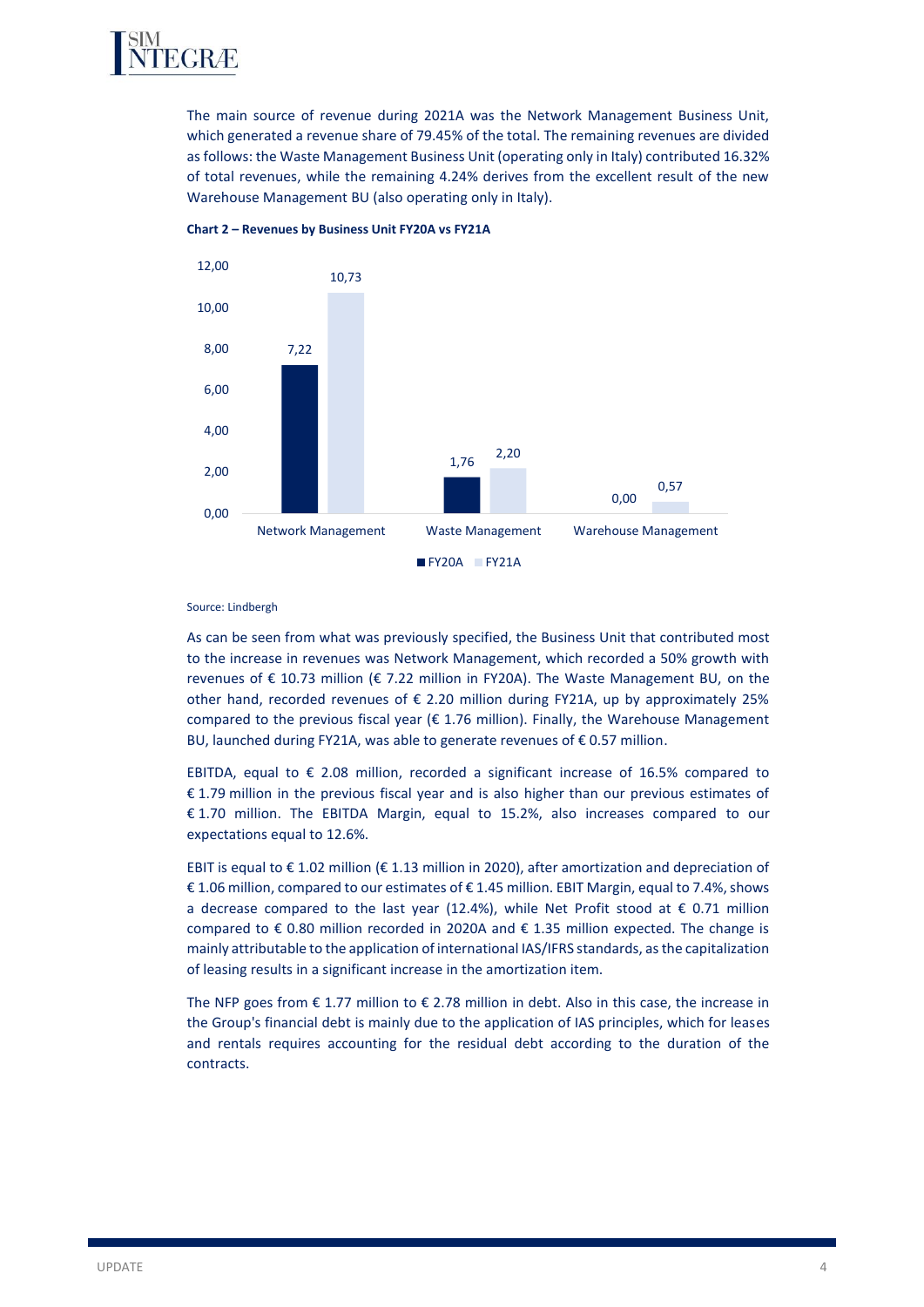The main source of revenue during 2021A was the Network Management Business Unit, which generated a revenue share of 79.45% of the total. The remaining revenues are divided as follows: the Waste Management Business Unit (operating only in Italy) contributed 16.32% of total revenues, while the remaining 4.24% derives from the excellent result of the new Warehouse Management BU (also operating only in Italy).

**Chart 2 – Revenues by Business Unit FY20A vs FY21A**

| | FY20A | FY21A |
|---|---|---|
| Network Management | 7,22 | 10,73 |
| Waste Management | 1,76 | 2,20 |
| Warehouse Management | 0,00 | 0,57 |

Source: Lindbergh

As can be seen from what was previously specified, the Business Unit that contributed most to the increase in revenues was Network Management, which recorded a 50% growth with revenues of € 10.73 million (€ 7.22 million in FY20A). The Waste Management BU, on the other hand, recorded revenues of € 2.20 million during FY21A, up by approximately 25% compared to the previous fiscal year (€ 1.76 million). Finally, the Warehouse Management BU, launched during FY21A, was able to generate revenues of € 0.57 million.

EBITDA, equal to € 2.08 million, recorded a significant increase of 16.5% compared to € 1.79 million in the previous fiscal year and is also higher than our previous estimates of € 1.70 million. The EBITDA Margin, equal to 15.2%, also increases compared to our expectations equal to 12.6%.

EBIT is equal to € 1.02 million (€ 1.13 million in 2020), after amortization and depreciation of € 1.06 million, compared to our estimates of € 1.45 million. EBIT Margin, equal to 7.4%, shows a decrease compared to the last year (12.4%), while Net Profit stood at € 0.71 million compared to € 0.80 million recorded in 2020A and € 1.35 million expected. The change is mainly attributable to the application of international IAS/IFRS standards, as the capitalization of leasing results in a significant increase in the amortization item.

The NFP goes from € 1.77 million to € 2.78 million in debt. Also in this case, the increase in the Group's financial debt is mainly due to the application of IAS principles, which for leases and rentals requires accounting for the residual debt according to the duration of the contracts.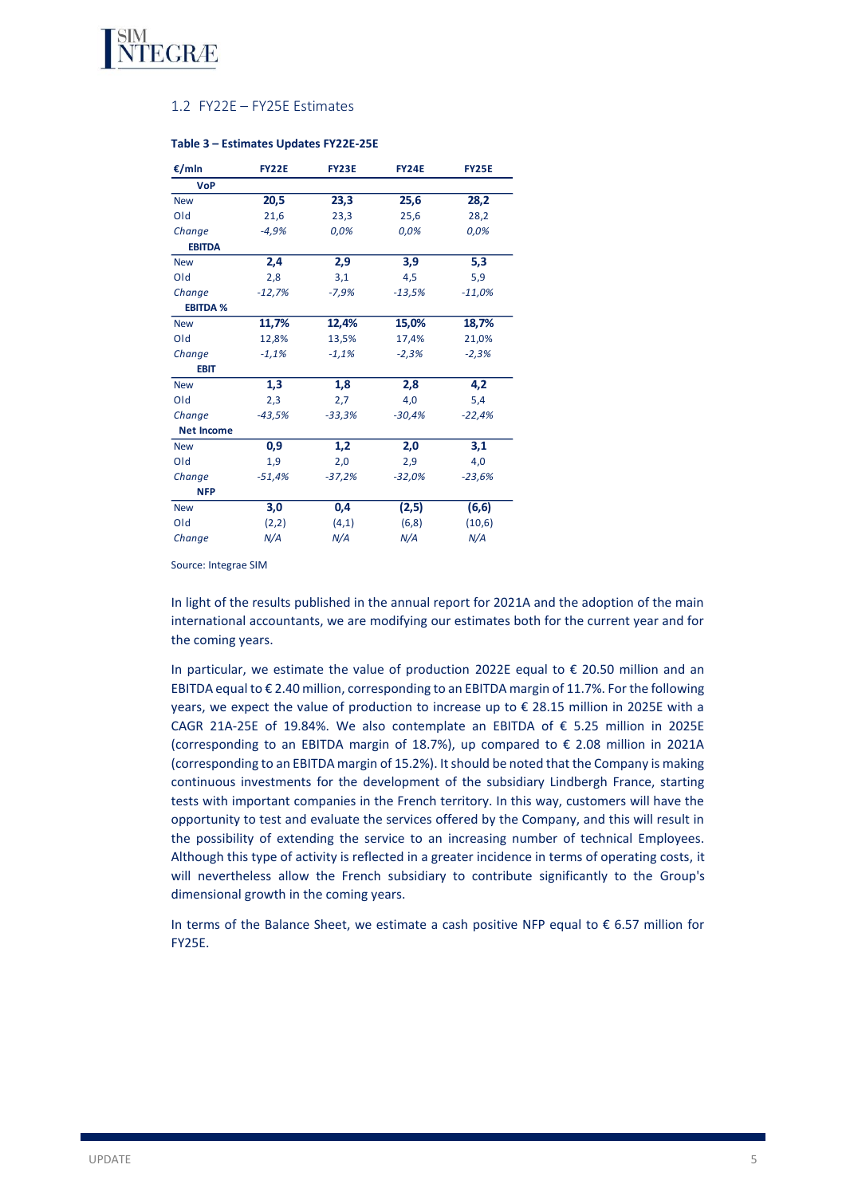## 1.2 FY22E – FY25E Estimates

**Table 3 – Estimates Updates FY22E-25E**

| €/mln | FY22E | FY23E | FY24E | FY25E |
|---|---|---|---|---|
| **VoP** | | | | |
| New | **20,5** | **23,3** | **25,6** | **28,2** |
| Old | 21,6 | 23,3 | 25,6 | 28,2 |
| *Change* | *-4,9%* | *0,0%* | *0,0%* | *0,0%* |
| **EBITDA** | | | | |
| New | **2,4** | **2,9** | **3,9** | **5,3** |
| Old | 2,8 | 3,1 | 4,5 | 5,9 |
| *Change* | *-12,7%* | *-7,9%* | *-13,5%* | *-11,0%* |
| **EBITDA %** | | | | |
| New | **11,7%** | **12,4%** | **15,0%** | **18,7%** |
| Old | 12,8% | 13,5% | 17,4% | 21,0% |
| *Change* | *-1,1%* | *-1,1%* | *-2,3%* | *-2,3%* |
| **EBIT** | | | | |
| New | **1,3** | **1,8** | **2,8** | **4,2** |
| Old | 2,3 | 2,7 | 4,0 | 5,4 |
| *Change* | *-43,5%* | *-33,3%* | *-30,4%* | *-22,4%* |
| **Net Income** | | | | |
| New | **0,9** | **1,2** | **2,0** | **3,1** |
| Old | 1,9 | 2,0 | 2,9 | 4,0 |
| *Change* | *-51,4%* | *-37,2%* | *-32,0%* | *-23,6%* |
| **NFP** | | | | |
| New | **3,0** | **0,4** | **(2,5)** | **(6,6)** |
| Old | (2,2) | (4,1) | (6,8) | (10,6) |
| *Change* | *N/A* | *N/A* | *N/A* | *N/A* |

Source: Integrae SIM

In light of the results published in the annual report for 2021A and the adoption of the main international accountants, we are modifying our estimates both for the current year and for the coming years.

In particular, we estimate the value of production 2022E equal to € 20.50 million and an EBITDA equal to € 2.40 million, corresponding to an EBITDA margin of 11.7%. For the following years, we expect the value of production to increase up to € 28.15 million in 2025E with a CAGR 21A-25E of 19.84%. We also contemplate an EBITDA of € 5.25 million in 2025E (corresponding to an EBITDA margin of 18.7%), up compared to € 2.08 million in 2021A (corresponding to an EBITDA margin of 15.2%). It should be noted that the Company is making continuous investments for the development of the subsidiary Lindbergh France, starting tests with important companies in the French territory. In this way, customers will have the opportunity to test and evaluate the services offered by the Company, and this will result in the possibility of extending the service to an increasing number of technical Employees. Although this type of activity is reflected in a greater incidence in terms of operating costs, it will nevertheless allow the French subsidiary to contribute significantly to the Group's dimensional growth in the coming years.

In terms of the Balance Sheet, we estimate a cash positive NFP equal to € 6.57 million for FY25E.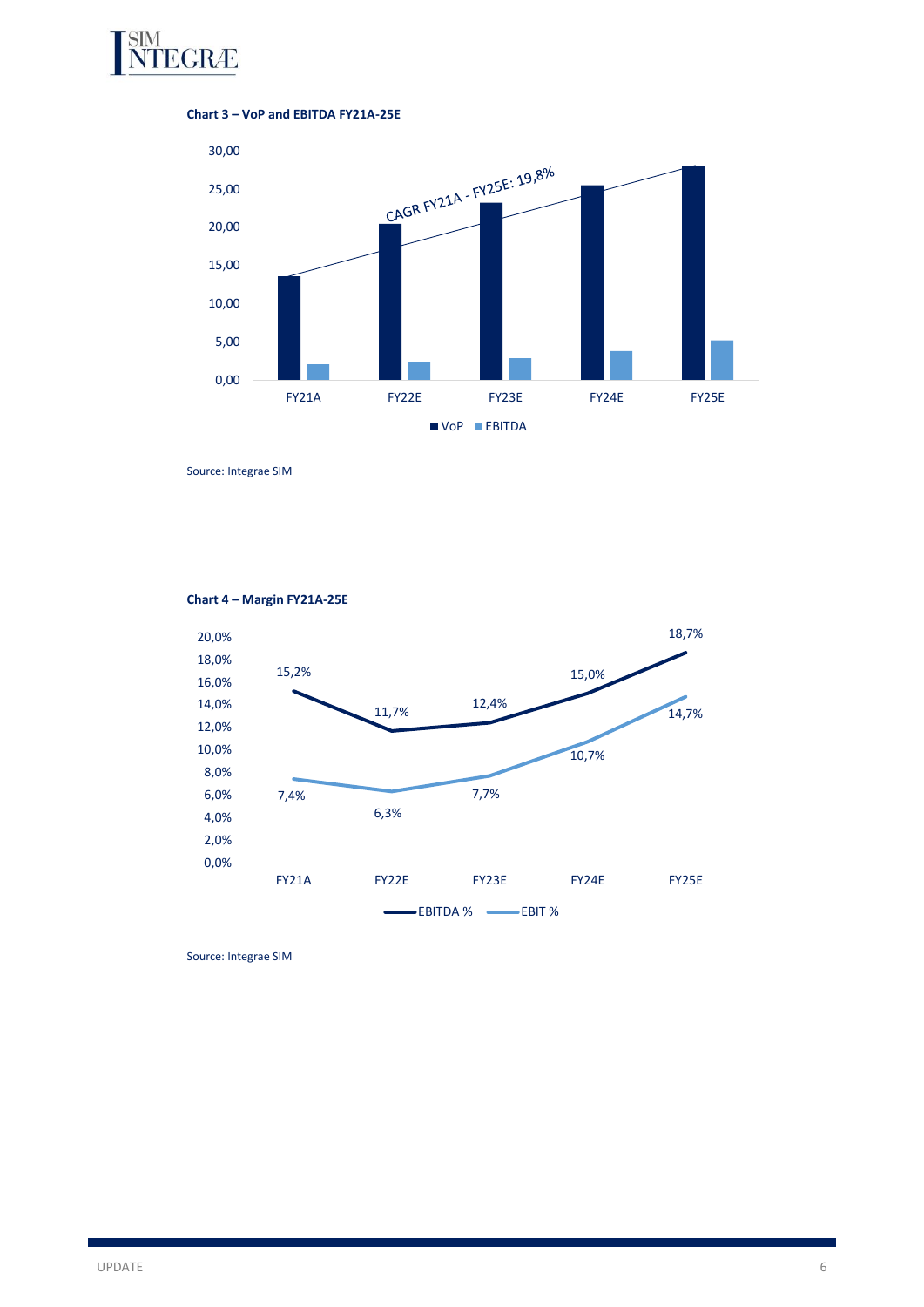**Chart 3 – VoP and EBITDA FY21A-25E**

CAGR FY21A - FY25E: 19,8%

■ VoP ■ EBITDA

Source: Integrae SIM

**Chart 4 – Margin FY21A-25E**

| | FY21A | FY22E | FY23E | FY24E | FY25E |
|---|---|---|---|---|---|
| EBITDA % | 15,2% | 11,7% | 12,4% | 15,0% | 18,7% |
| EBIT % | 7,4% | 6,3% | 7,7% | 10,7% | 14,7% |

Source: Integrae SIM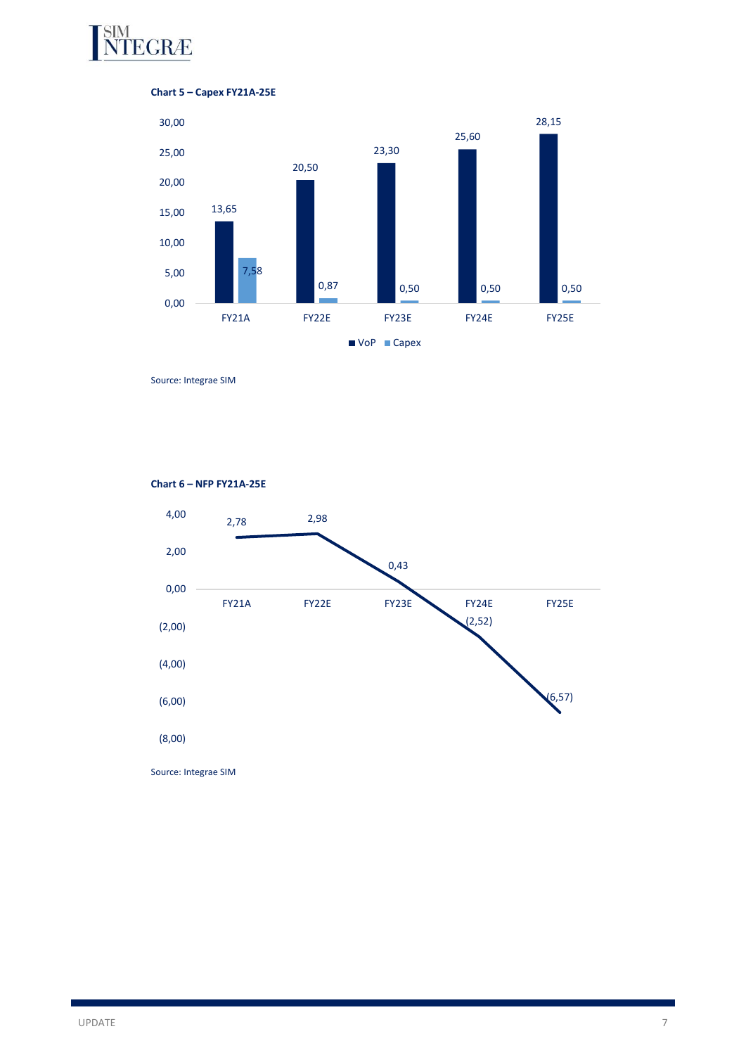**Chart 5 – Capex FY21A-25E**

| | FY21A | FY22E | FY23E | FY24E | FY25E |
|---|---|---|---|---|---|
| VoP | 13,65 | 20,50 | 23,30 | 25,60 | 28,15 |
| Capex | 7,58 | 0,87 | 0,50 | 0,50 | 0,50 |

Source: Integrae SIM

**Chart 6 – NFP FY21A-25E**

| | FY21A | FY22E | FY23E | FY24E | FY25E |
|---|---|---|---|---|---|
| NFP | 2,78 | 2,98 | 0,43 | (2,52) | (6,57) |

Source: Integrae SIM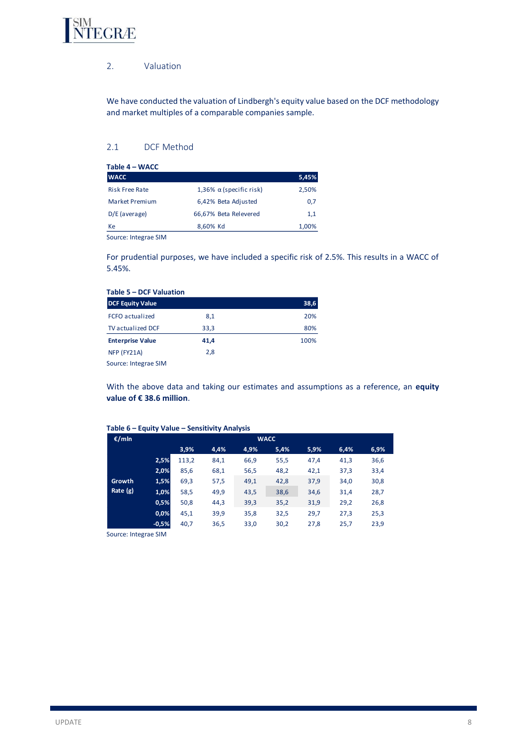## 2. Valuation

We have conducted the valuation of Lindbergh's equity value based on the DCF methodology and market multiples of a comparable companies sample.

### 2.1 DCF Method

**Table 4 – WACC**

| WACC | | | 5,45% |
|---|---|---|---|
| Risk Free Rate | 1,36% | α (specific risk) | 2,50% |
| Market Premium | 6,42% | Beta Adjusted | 0,7 |
| D/E (average) | 66,67% | Beta Relevered | 1,1 |
| Ke | 8,60% | Kd | 1,00% |

Source: Integrae SIM

For prudential purposes, we have included a specific risk of 2.5%. This results in a WACC of 5.45%.

**Table 5 – DCF Valuation**

| DCF Equity Value | | 38,6 |
|---|---|---|
| FCFO actualized | 8,1 | 20% |
| TV actualized DCF | 33,3 | 80% |
| **Enterprise Value** | **41,4** | 100% |
| NFP (FY21A) | 2,8 | |

Source: Integrae SIM

With the above data and taking our estimates and assumptions as a reference, an **equity value of € 38.6 million**.

**Table 6 – Equity Value – Sensitivity Analysis**

| €/mln | | WACC | | | | | | |
|---|---|---|---|---|---|---|---|---|
| | | 3,9% | 4,4% | 4,9% | 5,4% | 5,9% | 6,4% | 6,9% |
| Growth Rate (g) | 2,5% | 113,2 | 84,1 | 66,9 | 55,5 | 47,4 | 41,3 | 36,6 |
| | 2,0% | 85,6 | 68,1 | 56,5 | 48,2 | 42,1 | 37,3 | 33,4 |
| | 1,5% | 69,3 | 57,5 | 49,1 | 42,8 | 37,9 | 34,0 | 30,8 |
| | 1,0% | 58,5 | 49,9 | 43,5 | 38,6 | 34,6 | 31,4 | 28,7 |
| | 0,5% | 50,8 | 44,3 | 39,3 | 35,2 | 31,9 | 29,2 | 26,8 |
| | 0,0% | 45,1 | 39,9 | 35,8 | 32,5 | 29,7 | 27,3 | 25,3 |
| | -0,5% | 40,7 | 36,5 | 33,0 | 30,2 | 27,8 | 25,7 | 23,9 |

Source: Integrae SIM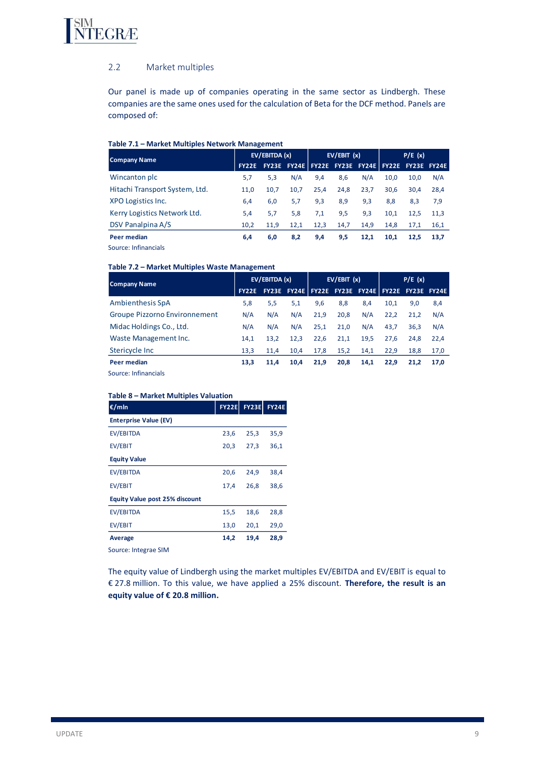## 2.2 Market multiples

Our panel is made up of companies operating in the same sector as Lindbergh. These companies are the same ones used for the calculation of Beta for the DCF method. Panels are composed of:

**Table 7.1 – Market Multiples Network Management**

| Company Name | EV/EBITDA (x) | | | EV/EBIT (x) | | | P/E (x) | | |
|---|---|---|---|---|---|---|---|---|---|
| | FY22E | FY23E | FY24E | FY22E | FY23E | FY24E | FY22E | FY23E | FY24E |
| Wincanton plc | 5,7 | 5,3 | N/A | 9,4 | 8,6 | N/A | 10,0 | 10,0 | N/A |
| Hitachi Transport System, Ltd. | 11,0 | 10,7 | 10,7 | 25,4 | 24,8 | 23,7 | 30,6 | 30,4 | 28,4 |
| XPO Logistics Inc. | 6,4 | 6,0 | 5,7 | 9,3 | 8,9 | 9,3 | 8,8 | 8,3 | 7,9 |
| Kerry Logistics Network Ltd. | 5,4 | 5,7 | 5,8 | 7,1 | 9,5 | 9,3 | 10,1 | 12,5 | 11,3 |
| DSV Panalpina A/S | 10,2 | 11,9 | 12,1 | 12,3 | 14,7 | 14,9 | 14,8 | 17,1 | 16,1 |
| **Peer median** | **6,4** | **6,0** | **8,2** | **9,4** | **9,5** | **12,1** | **10,1** | **12,5** | **13,7** |

Source: Infinancials

**Table 7.2 – Market Multiples Waste Management**

| Company Name | EV/EBITDA (x) | | | EV/EBIT (x) | | | P/E (x) | | |
|---|---|---|---|---|---|---|---|---|---|
| | FY22E | FY23E | FY24E | FY22E | FY23E | FY24E | FY22E | FY23E | FY24E |
| Ambienthesis SpA | 5,8 | 5,5 | 5,1 | 9,6 | 8,8 | 8,4 | 10,1 | 9,0 | 8,4 |
| Groupe Pizzorno Environnement | N/A | N/A | N/A | 21,9 | 20,8 | N/A | 22,2 | 21,2 | N/A |
| Midac Holdings Co., Ltd. | N/A | N/A | N/A | 25,1 | 21,0 | N/A | 43,7 | 36,3 | N/A |
| Waste Management Inc. | 14,1 | 13,2 | 12,3 | 22,6 | 21,1 | 19,5 | 27,6 | 24,8 | 22,4 |
| Stericycle Inc | 13,3 | 11,4 | 10,4 | 17,8 | 15,2 | 14,1 | 22,9 | 18,8 | 17,0 |
| **Peer median** | **13,3** | **11,4** | **10,4** | **21,9** | **20,8** | **14,1** | **22,9** | **21,2** | **17,0** |

Source: Infinancials

**Table 8 – Market Multiples Valuation**

| €/mln | FY22E | FY23E | FY24E |
|---|---|---|---|
| **Enterprise Value (EV)** | | | |
| EV/EBITDA | 23,6 | 25,3 | 35,9 |
| EV/EBIT | 20,3 | 27,3 | 36,1 |
| **Equity Value** | | | |
| EV/EBITDA | 20,6 | 24,9 | 38,4 |
| EV/EBIT | 17,4 | 26,8 | 38,6 |
| **Equity Value post 25% discount** | | | |
| EV/EBITDA | 15,5 | 18,6 | 28,8 |
| EV/EBIT | 13,0 | 20,1 | 29,0 |
| **Average** | **14,2** | **19,4** | **28,9** |

Source: Integrae SIM

The equity value of Lindbergh using the market multiples EV/EBITDA and EV/EBIT is equal to € 27.8 million. To this value, we have applied a 25% discount. **Therefore, the result is an equity value of € 20.8 million.**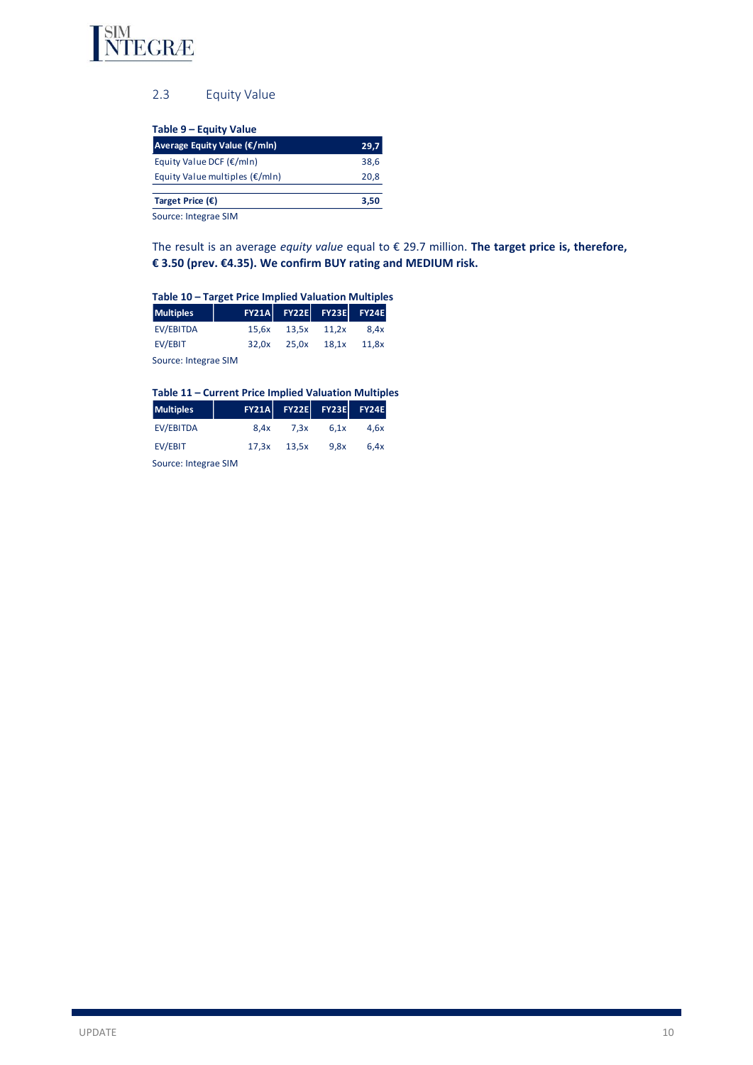## 2.3 Equity Value

**Table 9 – Equity Value**

| Average Equity Value (€/mln) | 29,7 |
|---|---|
| Equity Value DCF (€/mln) | 38,6 |
| Equity Value multiples (€/mln) | 20,8 |
| **Target Price (€)** | **3,50** |

Source: Integrae SIM

The result is an average *equity value* equal to € 29.7 million. **The target price is, therefore, € 3.50 (prev. €4.35). We confirm BUY rating and MEDIUM risk.**

**Table 10 – Target Price Implied Valuation Multiples**

| Multiples | FY21A | FY22E | FY23E | FY24E |
|---|---|---|---|---|
| EV/EBITDA | 15,6x | 13,5x | 11,2x | 8,4x |
| EV/EBIT | 32,0x | 25,0x | 18,1x | 11,8x |

Source: Integrae SIM

**Table 11 – Current Price Implied Valuation Multiples**

| Multiples | FY21A | FY22E | FY23E | FY24E |
|---|---|---|---|---|
| EV/EBITDA | 8,4x | 7,3x | 6,1x | 4,6x |
| EV/EBIT | 17,3x | 13,5x | 9,8x | 6,4x |

Source: Integrae SIM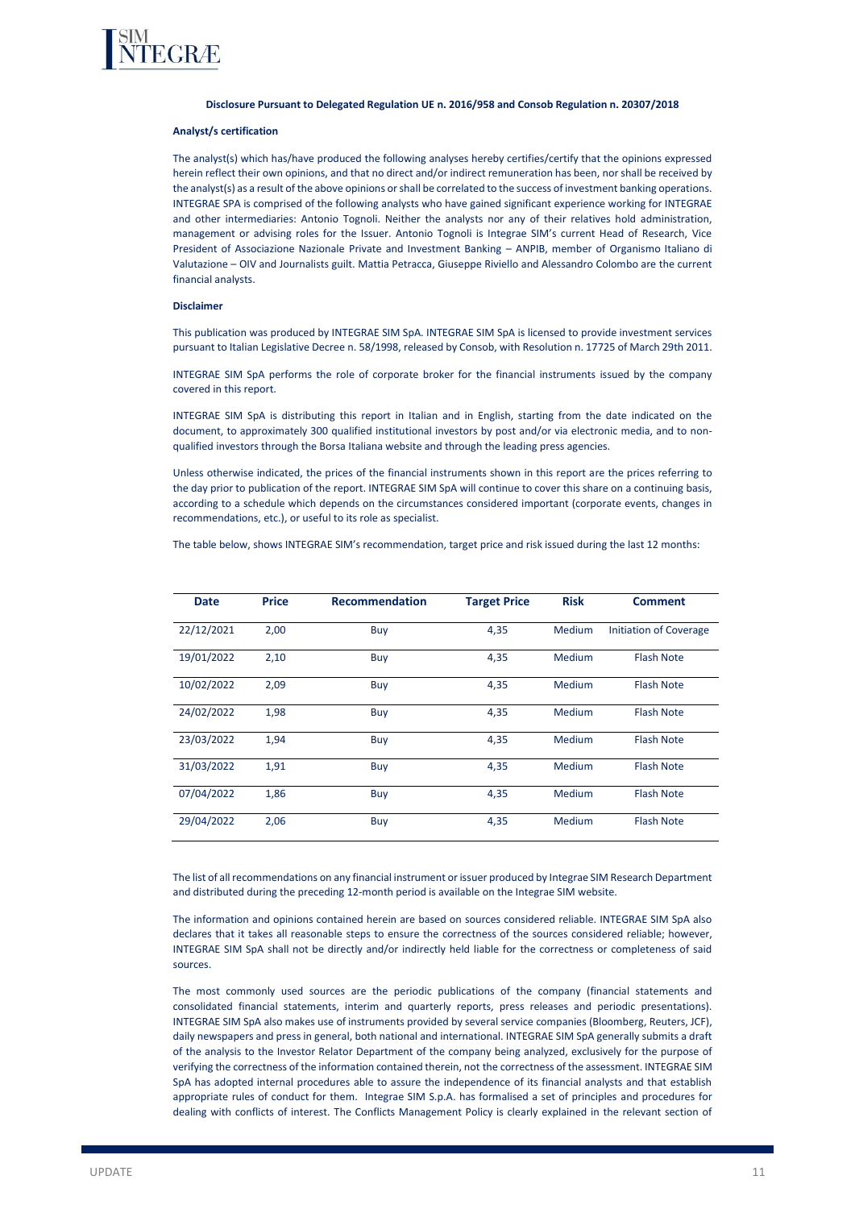**Disclosure Pursuant to Delegated Regulation UE n. 2016/958 and Consob Regulation n. 20307/2018**

**Analyst/s certification**

The analyst(s) which has/have produced the following analyses hereby certifies/certify that the opinions expressed herein reflect their own opinions, and that no direct and/or indirect remuneration has been, nor shall be received by the analyst(s) as a result of the above opinions or shall be correlated to the success of investment banking operations. INTEGRAE SPA is comprised of the following analysts who have gained significant experience working for INTEGRAE and other intermediaries: Antonio Tognoli. Neither the analysts nor any of their relatives hold administration, management or advising roles for the Issuer. Antonio Tognoli is Integrae SIM's current Head of Research, Vice President of Associazione Nazionale Private and Investment Banking – ANPIB, member of Organismo Italiano di Valutazione – OIV and Journalists guilt. Mattia Petracca, Giuseppe Riviello and Alessandro Colombo are the current financial analysts.

**Disclaimer**

This publication was produced by INTEGRAE SIM SpA. INTEGRAE SIM SpA is licensed to provide investment services pursuant to Italian Legislative Decree n. 58/1998, released by Consob, with Resolution n. 17725 of March 29th 2011.

INTEGRAE SIM SpA performs the role of corporate broker for the financial instruments issued by the company covered in this report.

INTEGRAE SIM SpA is distributing this report in Italian and in English, starting from the date indicated on the document, to approximately 300 qualified institutional investors by post and/or via electronic media, and to non-qualified investors through the Borsa Italiana website and through the leading press agencies.

Unless otherwise indicated, the prices of the financial instruments shown in this report are the prices referring to the day prior to publication of the report. INTEGRAE SIM SpA will continue to cover this share on a continuing basis, according to a schedule which depends on the circumstances considered important (corporate events, changes in recommendations, etc.), or useful to its role as specialist.

The table below, shows INTEGRAE SIM's recommendation, target price and risk issued during the last 12 months:

| Date | Price | Recommendation | Target Price | Risk | Comment |
|---|---|---|---|---|---|
| 22/12/2021 | 2,00 | Buy | 4,35 | Medium | Initiation of Coverage |
| 19/01/2022 | 2,10 | Buy | 4,35 | Medium | Flash Note |
| 10/02/2022 | 2,09 | Buy | 4,35 | Medium | Flash Note |
| 24/02/2022 | 1,98 | Buy | 4,35 | Medium | Flash Note |
| 23/03/2022 | 1,94 | Buy | 4,35 | Medium | Flash Note |
| 31/03/2022 | 1,91 | Buy | 4,35 | Medium | Flash Note |
| 07/04/2022 | 1,86 | Buy | 4,35 | Medium | Flash Note |
| 29/04/2022 | 2,06 | Buy | 4,35 | Medium | Flash Note |

The list of all recommendations on any financial instrument or issuer produced by Integrae SIM Research Department and distributed during the preceding 12-month period is available on the Integrae SIM website.

The information and opinions contained herein are based on sources considered reliable. INTEGRAE SIM SpA also declares that it takes all reasonable steps to ensure the correctness of the sources considered reliable; however, INTEGRAE SIM SpA shall not be directly and/or indirectly held liable for the correctness or completeness of said sources.

The most commonly used sources are the periodic publications of the company (financial statements and consolidated financial statements, interim and quarterly reports, press releases and periodic presentations). INTEGRAE SIM SpA also makes use of instruments provided by several service companies (Bloomberg, Reuters, JCF), daily newspapers and press in general, both national and international. INTEGRAE SIM SpA generally submits a draft of the analysis to the Investor Relator Department of the company being analyzed, exclusively for the purpose of verifying the correctness of the information contained therein, not the correctness of the assessment. INTEGRAE SIM SpA has adopted internal procedures able to assure the independence of its financial analysts and that establish appropriate rules of conduct for them. Integrae SIM S.p.A. has formalised a set of principles and procedures for dealing with conflicts of interest. The Conflicts Management Policy is clearly explained in the relevant section of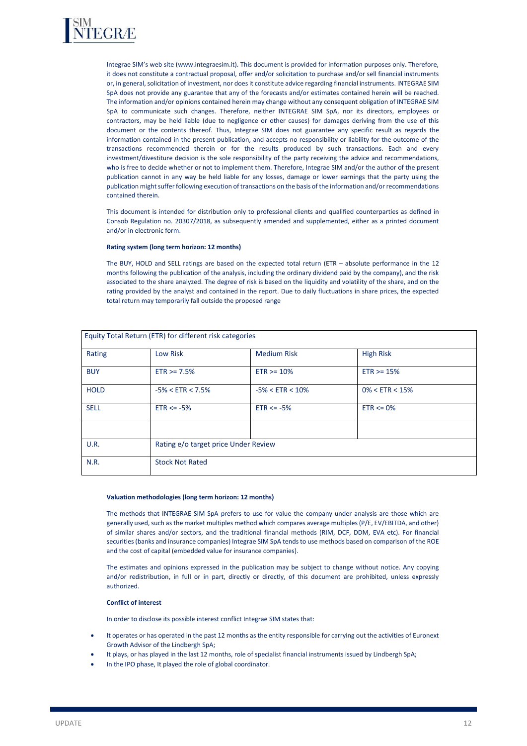Integrae SIM's web site (www.integraesim.it). This document is provided for information purposes only. Therefore, it does not constitute a contractual proposal, offer and/or solicitation to purchase and/or sell financial instruments or, in general, solicitation of investment, nor does it constitute advice regarding financial instruments. INTEGRAE SIM SpA does not provide any guarantee that any of the forecasts and/or estimates contained herein will be reached. The information and/or opinions contained herein may change without any consequent obligation of INTEGRAE SIM SpA to communicate such changes. Therefore, neither INTEGRAE SIM SpA, nor its directors, employees or contractors, may be held liable (due to negligence or other causes) for damages deriving from the use of this document or the contents thereof. Thus, Integrae SIM does not guarantee any specific result as regards the information contained in the present publication, and accepts no responsibility or liability for the outcome of the transactions recommended therein or for the results produced by such transactions. Each and every investment/divestiture decision is the sole responsibility of the party receiving the advice and recommendations, who is free to decide whether or not to implement them. Therefore, Integrae SIM and/or the author of the present publication cannot in any way be held liable for any losses, damage or lower earnings that the party using the publication might suffer following execution of transactions on the basis of the information and/or recommendations contained therein.

This document is intended for distribution only to professional clients and qualified counterparties as defined in Consob Regulation no. 20307/2018, as subsequently amended and supplemented, either as a printed document and/or in electronic form.

**Rating system (long term horizon: 12 months)**

The BUY, HOLD and SELL ratings are based on the expected total return (ETR – absolute performance in the 12 months following the publication of the analysis, including the ordinary dividend paid by the company), and the risk associated to the share analyzed. The degree of risk is based on the liquidity and volatility of the share, and on the rating provided by the analyst and contained in the report. Due to daily fluctuations in share prices, the expected total return may temporarily fall outside the proposed range

| Equity Total Return (ETR) for different risk categories | | | |
|---|---|---|---|
| Rating | Low Risk | Medium Risk | High Risk |
| BUY | ETR >= 7.5% | ETR >= 10% | ETR >= 15% |
| HOLD | -5% < ETR < 7.5% | -5% < ETR < 10% | 0% < ETR < 15% |
| SELL | ETR <= -5% | ETR <= -5% | ETR <= 0% |
| | | | |
| U.R. | Rating e/o target price Under Review | | |
| N.R. | Stock Not Rated | | |

**Valuation methodologies (long term horizon: 12 months)**

The methods that INTEGRAE SIM SpA prefers to use for value the company under analysis are those which are generally used, such as the market multiples method which compares average multiples (P/E, EV/EBITDA, and other) of similar shares and/or sectors, and the traditional financial methods (RIM, DCF, DDM, EVA etc). For financial securities (banks and insurance companies) Integrae SIM SpA tends to use methods based on comparison of the ROE and the cost of capital (embedded value for insurance companies).

The estimates and opinions expressed in the publication may be subject to change without notice. Any copying and/or redistribution, in full or in part, directly or directly, of this document are prohibited, unless expressly authorized.

**Conflict of interest**

In order to disclose its possible interest conflict Integrae SIM states that:

- It operates or has operated in the past 12 months as the entity responsible for carrying out the activities of Euronext Growth Advisor of the Lindbergh SpA;
- It plays, or has played in the last 12 months, role of specialist financial instruments issued by Lindbergh SpA;
- In the IPO phase, It played the role of global coordinator.